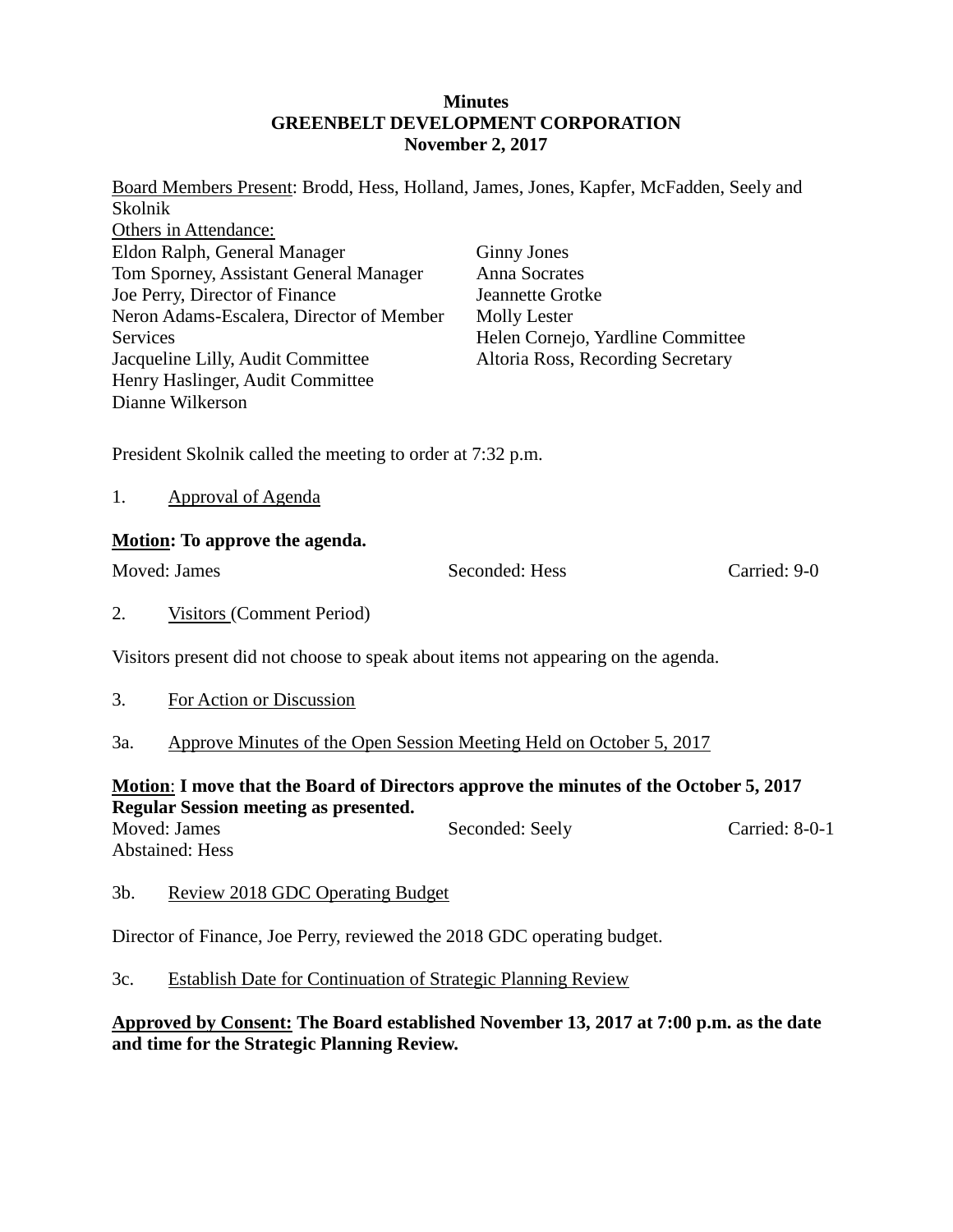**Minutes**
**GREENBELT DEVELOPMENT CORPORATION**
**November 2, 2017**

Board Members Present: Brodd, Hess, Holland, James, Jones, Kapfer, McFadden, Seely and Skolnik

Others in Attendance:

Eldon Ralph, General Manager
Tom Sporney, Assistant General Manager
Joe Perry, Director of Finance
Neron Adams-Escalera, Director of Member Services
Jacqueline Lilly, Audit Committee
Henry Haslinger, Audit Committee
Dianne Wilkerson
Ginny Jones
Anna Socrates
Jeannette Grotke
Molly Lester
Helen Cornejo, Yardline Committee
Altoria Ross, Recording Secretary

President Skolnik called the meeting to order at 7:32 p.m.

1. Approval of Agenda

**Motion: To approve the agenda.**

Moved: James Seconded: Hess Carried: 9-0

2. Visitors (Comment Period)

Visitors present did not choose to speak about items not appearing on the agenda.

3. For Action or Discussion

3a. Approve Minutes of the Open Session Meeting Held on October 5, 2017

**Motion: I move that the Board of Directors approve the minutes of the October 5, 2017 Regular Session meeting as presented.**

Moved: James Seconded: Seely Carried: 8-0-1

Abstained: Hess

3b. Review 2018 GDC Operating Budget

Director of Finance, Joe Perry, reviewed the 2018 GDC operating budget.

3c. Establish Date for Continuation of Strategic Planning Review

**Approved by Consent: The Board established November 13, 2017 at 7:00 p.m. as the date and time for the Strategic Planning Review.**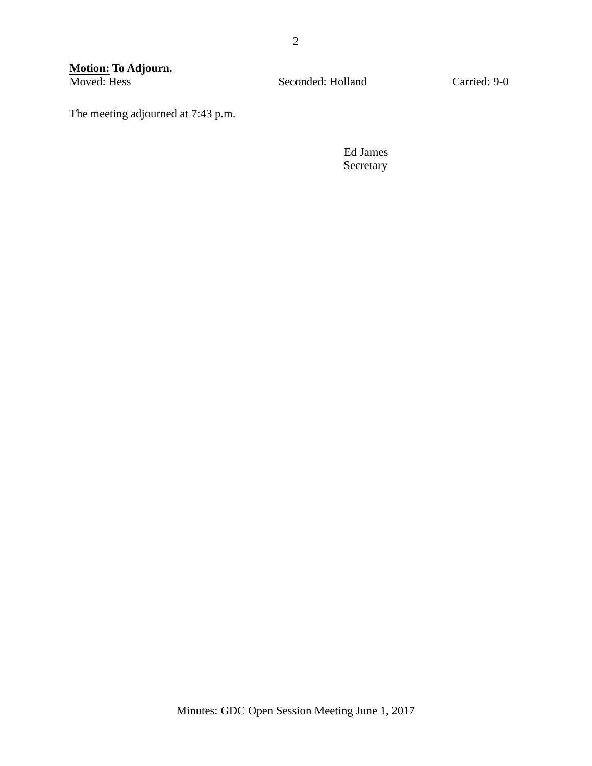**<u>Motion:</u> To Adjourn.**
Moved: Hess Seconded: Holland Carried: 9-0

The meeting adjourned at 7:43 p.m.

Ed James
Secretary